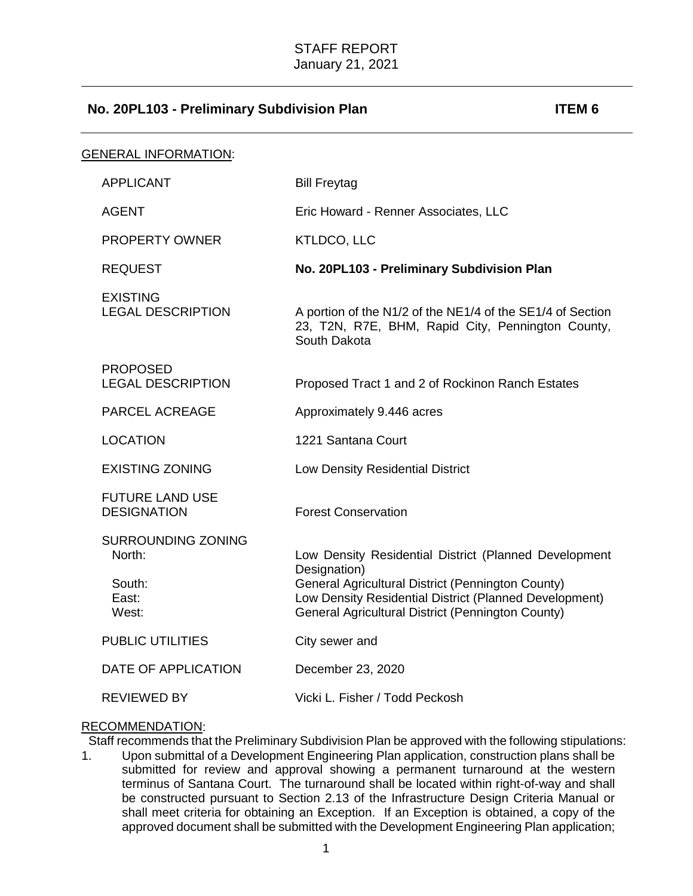STAFF REPORT
January 21, 2021

## No. 20PL103 - Preliminary Subdivision Plan ITEM 6

GENERAL INFORMATION:

| | |
|---|---|
| APPLICANT | Bill Freytag |
| AGENT | Eric Howard - Renner Associates, LLC |
| PROPERTY OWNER | KTLDCO, LLC |
| REQUEST | **No. 20PL103 - Preliminary Subdivision Plan** |
| EXISTING LEGAL DESCRIPTION | A portion of the N1/2 of the NE1/4 of the SE1/4 of Section 23, T2N, R7E, BHM, Rapid City, Pennington County, South Dakota |
| PROPOSED LEGAL DESCRIPTION | Proposed Tract 1 and 2 of Rockinon Ranch Estates |
| PARCEL ACREAGE | Approximately 9.446 acres |
| LOCATION | 1221 Santana Court |
| EXISTING ZONING | Low Density Residential District |
| FUTURE LAND USE DESIGNATION | Forest Conservation |
| SURROUNDING ZONING | |
| North: | Low Density Residential District (Planned Development Designation) |
| South: | General Agricultural District (Pennington County) |
| East: | Low Density Residential District (Planned Development) |
| West: | General Agricultural District (Pennington County) |
| PUBLIC UTILITIES | City sewer and |
| DATE OF APPLICATION | December 23, 2020 |
| REVIEWED BY | Vicki L. Fisher / Todd Peckosh |

RECOMMENDATION:

Staff recommends that the Preliminary Subdivision Plan be approved with the following stipulations:

1. Upon submittal of a Development Engineering Plan application, construction plans shall be submitted for review and approval showing a permanent turnaround at the western terminus of Santana Court. The turnaround shall be located within right-of-way and shall be constructed pursuant to Section 2.13 of the Infrastructure Design Criteria Manual or shall meet criteria for obtaining an Exception. If an Exception is obtained, a copy of the approved document shall be submitted with the Development Engineering Plan application;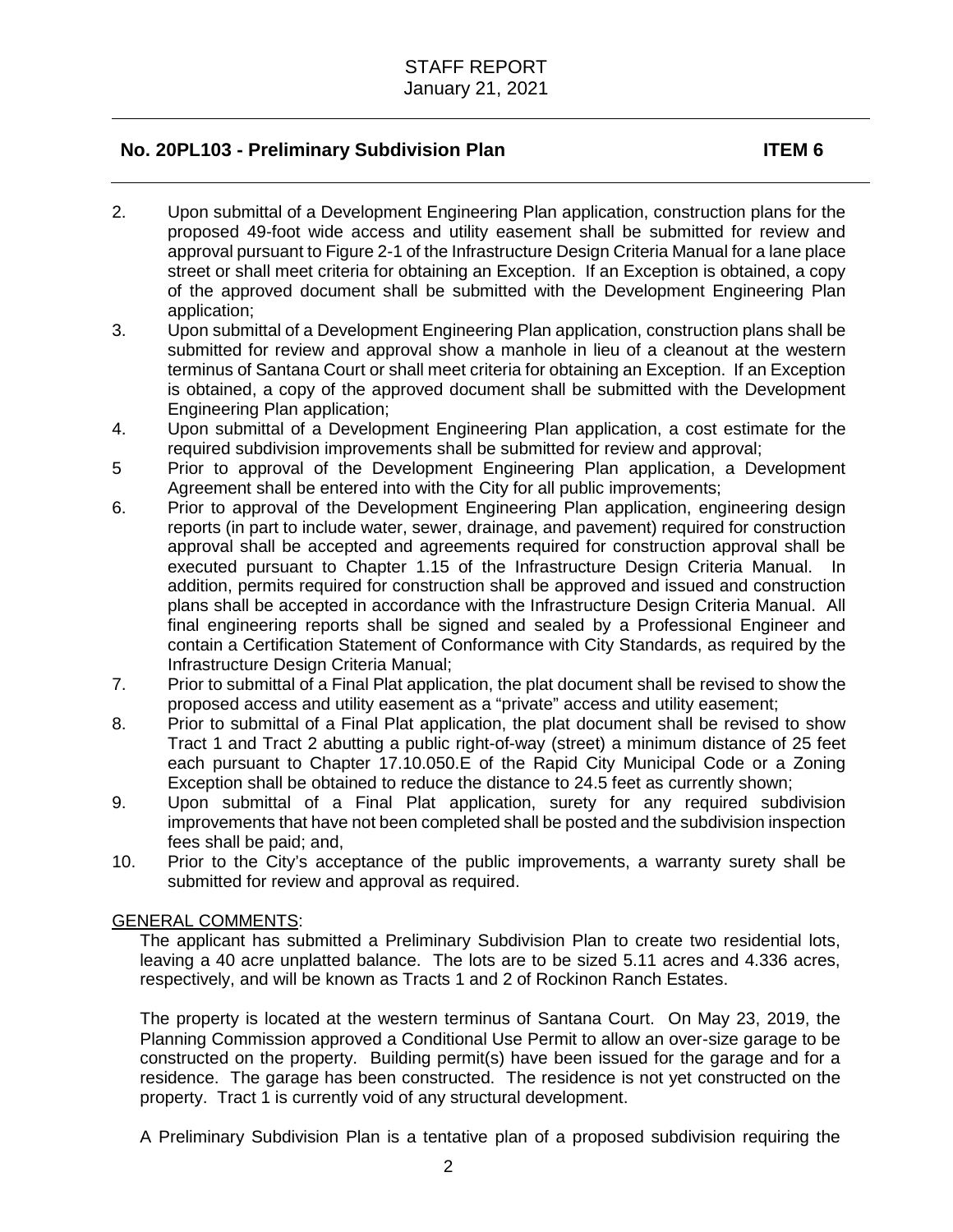STAFF REPORT
January 21, 2021

**No. 20PL103 - Preliminary Subdivision Plan ITEM 6**

2. Upon submittal of a Development Engineering Plan application, construction plans for the proposed 49-foot wide access and utility easement shall be submitted for review and approval pursuant to Figure 2-1 of the Infrastructure Design Criteria Manual for a lane place street or shall meet criteria for obtaining an Exception. If an Exception is obtained, a copy of the approved document shall be submitted with the Development Engineering Plan application;
3. Upon submittal of a Development Engineering Plan application, construction plans shall be submitted for review and approval show a manhole in lieu of a cleanout at the western terminus of Santana Court or shall meet criteria for obtaining an Exception. If an Exception is obtained, a copy of the approved document shall be submitted with the Development Engineering Plan application;
4. Upon submittal of a Development Engineering Plan application, a cost estimate for the required subdivision improvements shall be submitted for review and approval;
5 Prior to approval of the Development Engineering Plan application, a Development Agreement shall be entered into with the City for all public improvements;
6. Prior to approval of the Development Engineering Plan application, engineering design reports (in part to include water, sewer, drainage, and pavement) required for construction approval shall be accepted and agreements required for construction approval shall be executed pursuant to Chapter 1.15 of the Infrastructure Design Criteria Manual. In addition, permits required for construction shall be approved and issued and construction plans shall be accepted in accordance with the Infrastructure Design Criteria Manual. All final engineering reports shall be signed and sealed by a Professional Engineer and contain a Certification Statement of Conformance with City Standards, as required by the Infrastructure Design Criteria Manual;
7. Prior to submittal of a Final Plat application, the plat document shall be revised to show the proposed access and utility easement as a "private" access and utility easement;
8. Prior to submittal of a Final Plat application, the plat document shall be revised to show Tract 1 and Tract 2 abutting a public right-of-way (street) a minimum distance of 25 feet each pursuant to Chapter 17.10.050.E of the Rapid City Municipal Code or a Zoning Exception shall be obtained to reduce the distance to 24.5 feet as currently shown;
9. Upon submittal of a Final Plat application, surety for any required subdivision improvements that have not been completed shall be posted and the subdivision inspection fees shall be paid; and,
10. Prior to the City's acceptance of the public improvements, a warranty surety shall be submitted for review and approval as required.

GENERAL COMMENTS:

The applicant has submitted a Preliminary Subdivision Plan to create two residential lots, leaving a 40 acre unplatted balance. The lots are to be sized 5.11 acres and 4.336 acres, respectively, and will be known as Tracts 1 and 2 of Rockinon Ranch Estates.

The property is located at the western terminus of Santana Court. On May 23, 2019, the Planning Commission approved a Conditional Use Permit to allow an over-size garage to be constructed on the property. Building permit(s) have been issued for the garage and for a residence. The garage has been constructed. The residence is not yet constructed on the property. Tract 1 is currently void of any structural development.

A Preliminary Subdivision Plan is a tentative plan of a proposed subdivision requiring the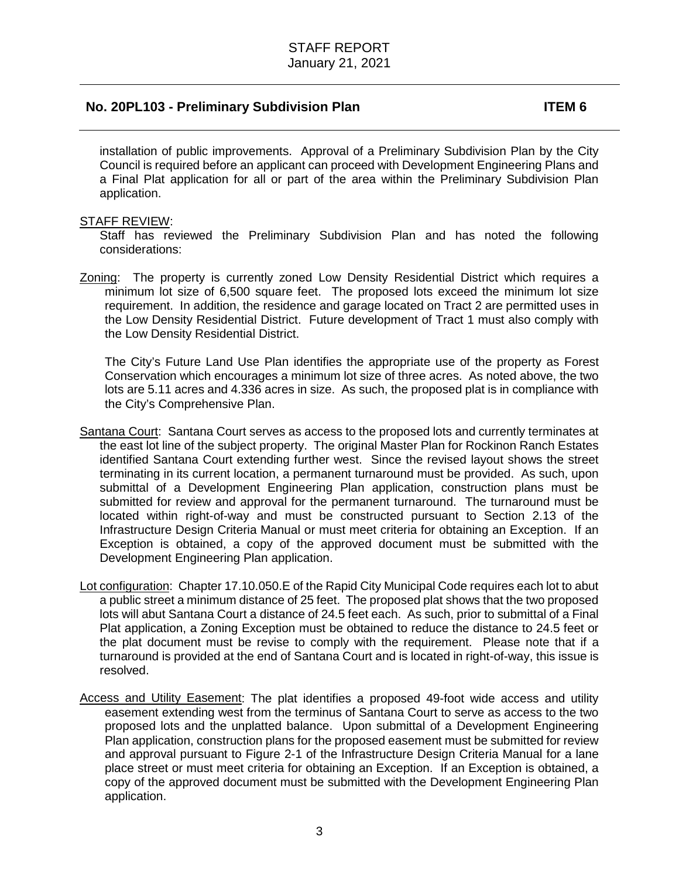installation of public improvements. Approval of a Preliminary Subdivision Plan by the City Council is required before an applicant can proceed with Development Engineering Plans and a Final Plat application for all or part of the area within the Preliminary Subdivision Plan application.

STAFF REVIEW:

Staff has reviewed the Preliminary Subdivision Plan and has noted the following considerations:

Zoning: The property is currently zoned Low Density Residential District which requires a minimum lot size of 6,500 square feet. The proposed lots exceed the minimum lot size requirement. In addition, the residence and garage located on Tract 2 are permitted uses in the Low Density Residential District. Future development of Tract 1 must also comply with the Low Density Residential District.

The City's Future Land Use Plan identifies the appropriate use of the property as Forest Conservation which encourages a minimum lot size of three acres. As noted above, the two lots are 5.11 acres and 4.336 acres in size. As such, the proposed plat is in compliance with the City's Comprehensive Plan.

Santana Court: Santana Court serves as access to the proposed lots and currently terminates at the east lot line of the subject property. The original Master Plan for Rockinon Ranch Estates identified Santana Court extending further west. Since the revised layout shows the street terminating in its current location, a permanent turnaround must be provided. As such, upon submittal of a Development Engineering Plan application, construction plans must be submitted for review and approval for the permanent turnaround. The turnaround must be located within right-of-way and must be constructed pursuant to Section 2.13 of the Infrastructure Design Criteria Manual or must meet criteria for obtaining an Exception. If an Exception is obtained, a copy of the approved document must be submitted with the Development Engineering Plan application.

Lot configuration: Chapter 17.10.050.E of the Rapid City Municipal Code requires each lot to abut a public street a minimum distance of 25 feet. The proposed plat shows that the two proposed lots will abut Santana Court a distance of 24.5 feet each. As such, prior to submittal of a Final Plat application, a Zoning Exception must be obtained to reduce the distance to 24.5 feet or the plat document must be revise to comply with the requirement. Please note that if a turnaround is provided at the end of Santana Court and is located in right-of-way, this issue is resolved.

Access and Utility Easement: The plat identifies a proposed 49-foot wide access and utility easement extending west from the terminus of Santana Court to serve as access to the two proposed lots and the unplatted balance. Upon submittal of a Development Engineering Plan application, construction plans for the proposed easement must be submitted for review and approval pursuant to Figure 2-1 of the Infrastructure Design Criteria Manual for a lane place street or must meet criteria for obtaining an Exception. If an Exception is obtained, a copy of the approved document must be submitted with the Development Engineering Plan application.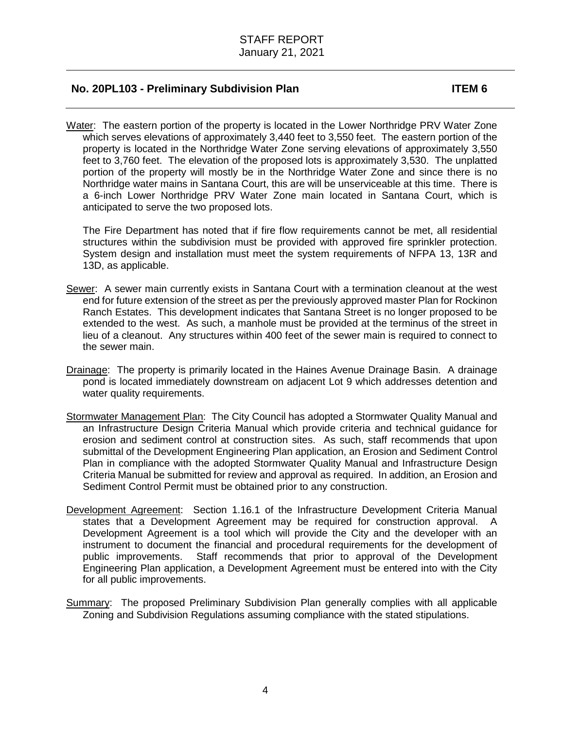## No. 20PL103 - Preliminary Subdivision Plan **ITEM 6**

Water: The eastern portion of the property is located in the Lower Northridge PRV Water Zone which serves elevations of approximately 3,440 feet to 3,550 feet. The eastern portion of the property is located in the Northridge Water Zone serving elevations of approximately 3,550 feet to 3,760 feet. The elevation of the proposed lots is approximately 3,530. The unplatted portion of the property will mostly be in the Northridge Water Zone and since there is no Northridge water mains in Santana Court, this are will be unserviceable at this time. There is a 6-inch Lower Northridge PRV Water Zone main located in Santana Court, which is anticipated to serve the two proposed lots.

The Fire Department has noted that if fire flow requirements cannot be met, all residential structures within the subdivision must be provided with approved fire sprinkler protection. System design and installation must meet the system requirements of NFPA 13, 13R and 13D, as applicable.

Sewer: A sewer main currently exists in Santana Court with a termination cleanout at the west end for future extension of the street as per the previously approved master Plan for Rockinon Ranch Estates. This development indicates that Santana Street is no longer proposed to be extended to the west. As such, a manhole must be provided at the terminus of the street in lieu of a cleanout. Any structures within 400 feet of the sewer main is required to connect to the sewer main.

Drainage: The property is primarily located in the Haines Avenue Drainage Basin. A drainage pond is located immediately downstream on adjacent Lot 9 which addresses detention and water quality requirements.

Stormwater Management Plan: The City Council has adopted a Stormwater Quality Manual and an Infrastructure Design Criteria Manual which provide criteria and technical guidance for erosion and sediment control at construction sites. As such, staff recommends that upon submittal of the Development Engineering Plan application, an Erosion and Sediment Control Plan in compliance with the adopted Stormwater Quality Manual and Infrastructure Design Criteria Manual be submitted for review and approval as required. In addition, an Erosion and Sediment Control Permit must be obtained prior to any construction.

Development Agreement: Section 1.16.1 of the Infrastructure Development Criteria Manual states that a Development Agreement may be required for construction approval. A Development Agreement is a tool which will provide the City and the developer with an instrument to document the financial and procedural requirements for the development of public improvements. Staff recommends that prior to approval of the Development Engineering Plan application, a Development Agreement must be entered into with the City for all public improvements.

Summary: The proposed Preliminary Subdivision Plan generally complies with all applicable Zoning and Subdivision Regulations assuming compliance with the stated stipulations.